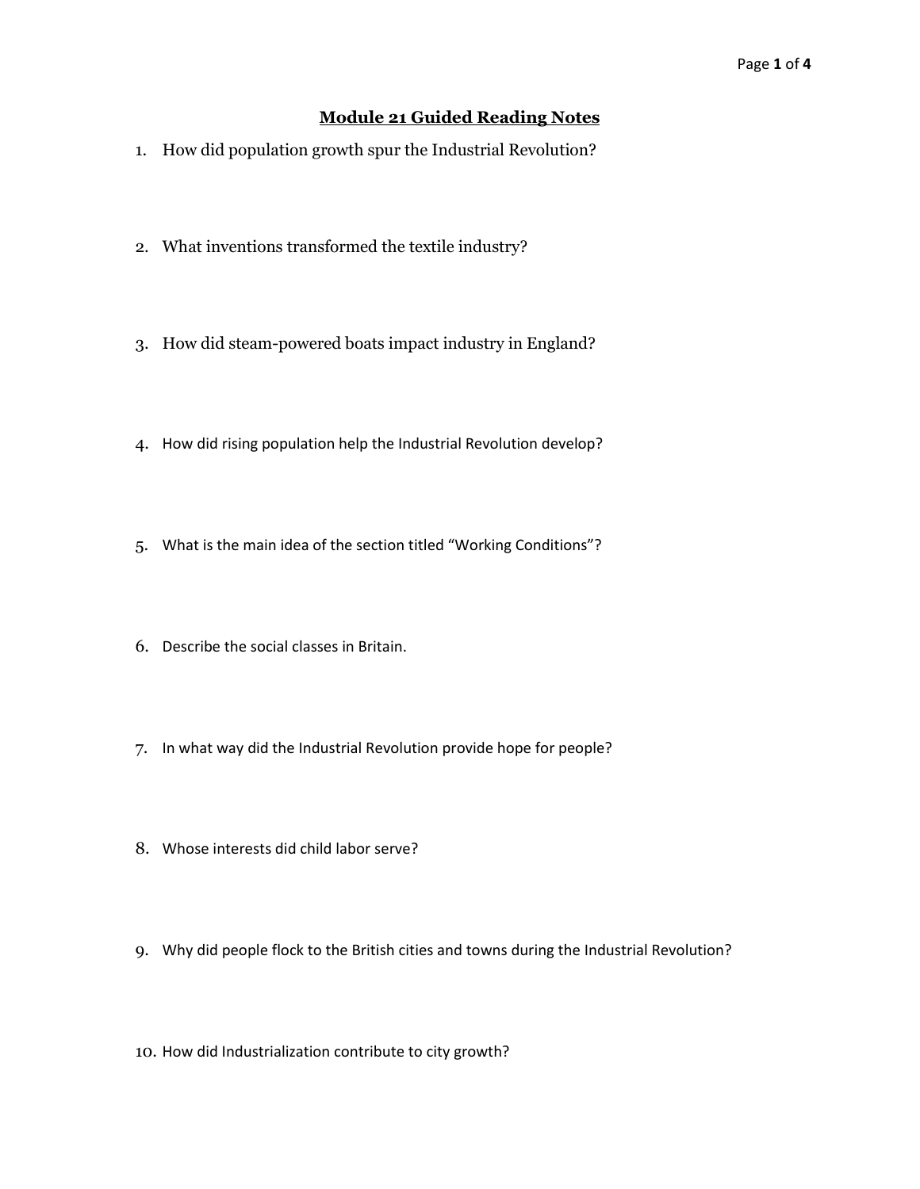# Module 21 Guided Reading Notes

1. How did population growth spur the Industrial Revolution?

2. What inventions transformed the textile industry?

3. How did steam-powered boats impact industry in England?

4. How did rising population help the Industrial Revolution develop?

5. What is the main idea of the section titled "Working Conditions"?

6. Describe the social classes in Britain.

7. In what way did the Industrial Revolution provide hope for people?

8. Whose interests did child labor serve?

9. Why did people flock to the British cities and towns during the Industrial Revolution?

10. How did Industrialization contribute to city growth?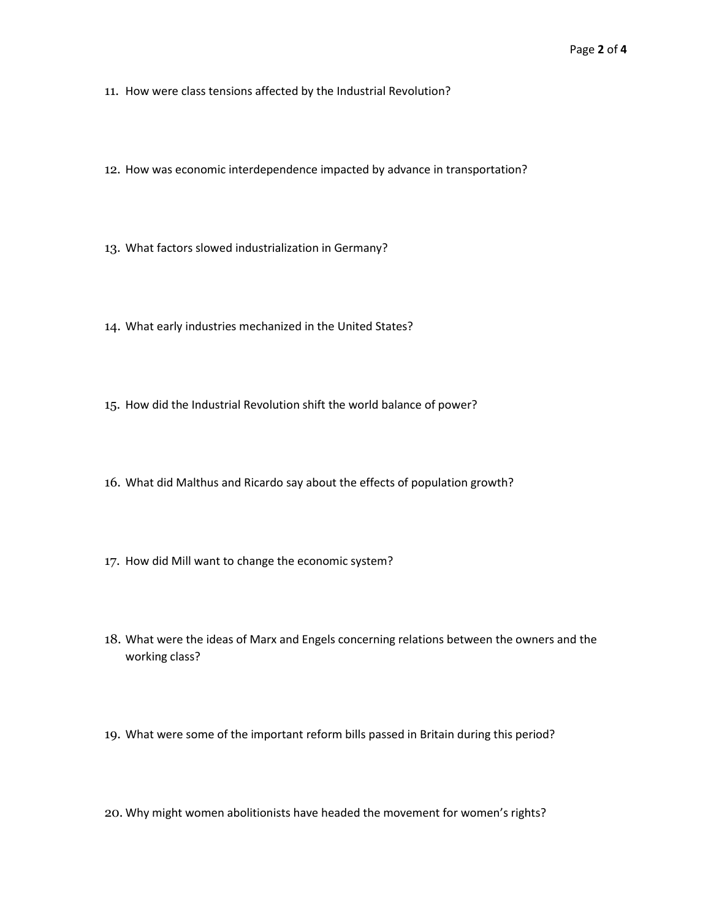11. How were class tensions affected by the Industrial Revolution?

12. How was economic interdependence impacted by advance in transportation?

13. What factors slowed industrialization in Germany?

14. What early industries mechanized in the United States?

15. How did the Industrial Revolution shift the world balance of power?

16. What did Malthus and Ricardo say about the effects of population growth?

17. How did Mill want to change the economic system?

18. What were the ideas of Marx and Engels concerning relations between the owners and the working class?

19. What were some of the important reform bills passed in Britain during this period?

20. Why might women abolitionists have headed the movement for women's rights?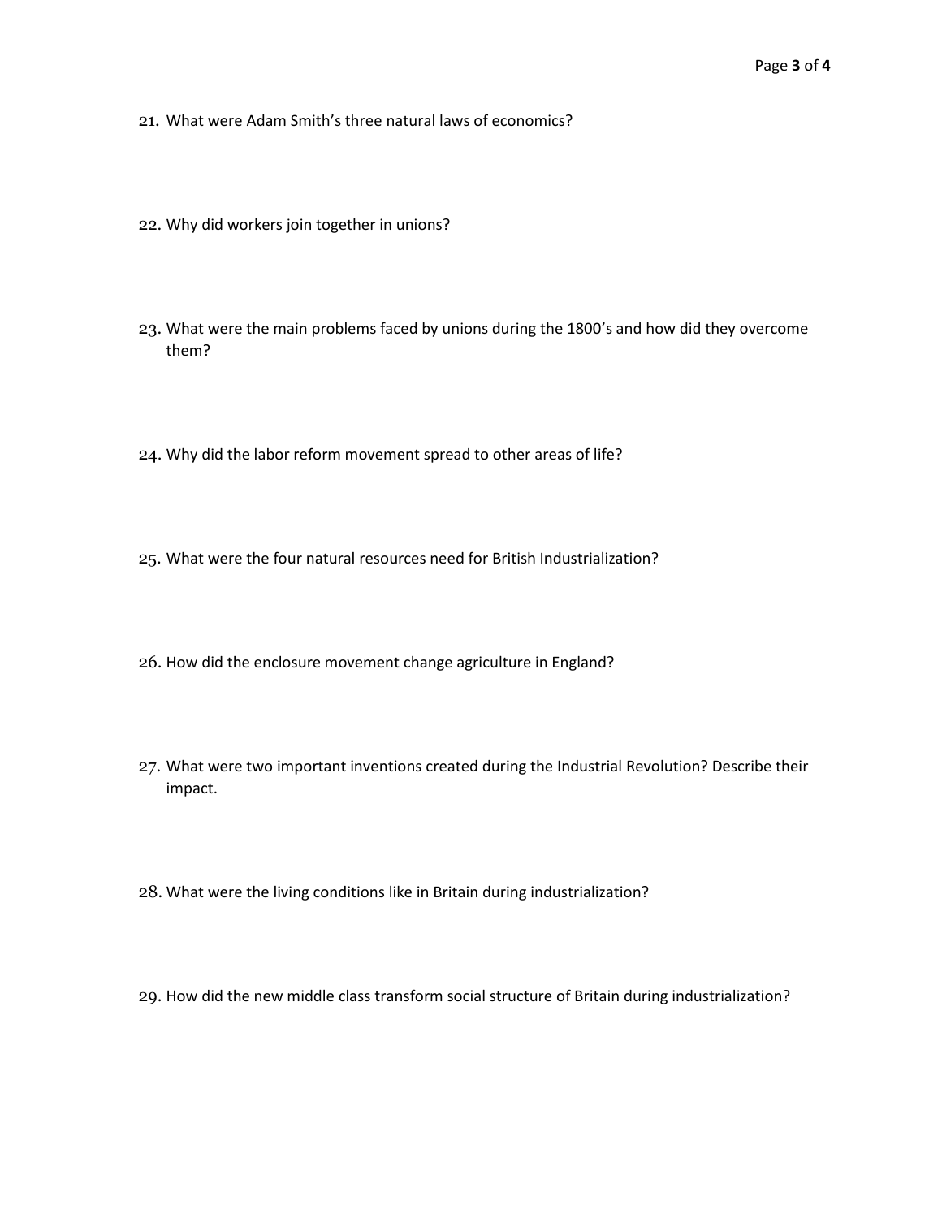21. What were Adam Smith's three natural laws of economics?

22. Why did workers join together in unions?

23. What were the main problems faced by unions during the 1800's and how did they overcome them?

24. Why did the labor reform movement spread to other areas of life?

25. What were the four natural resources need for British Industrialization?

26. How did the enclosure movement change agriculture in England?

27. What were two important inventions created during the Industrial Revolution? Describe their impact.

28. What were the living conditions like in Britain during industrialization?

29. How did the new middle class transform social structure of Britain during industrialization?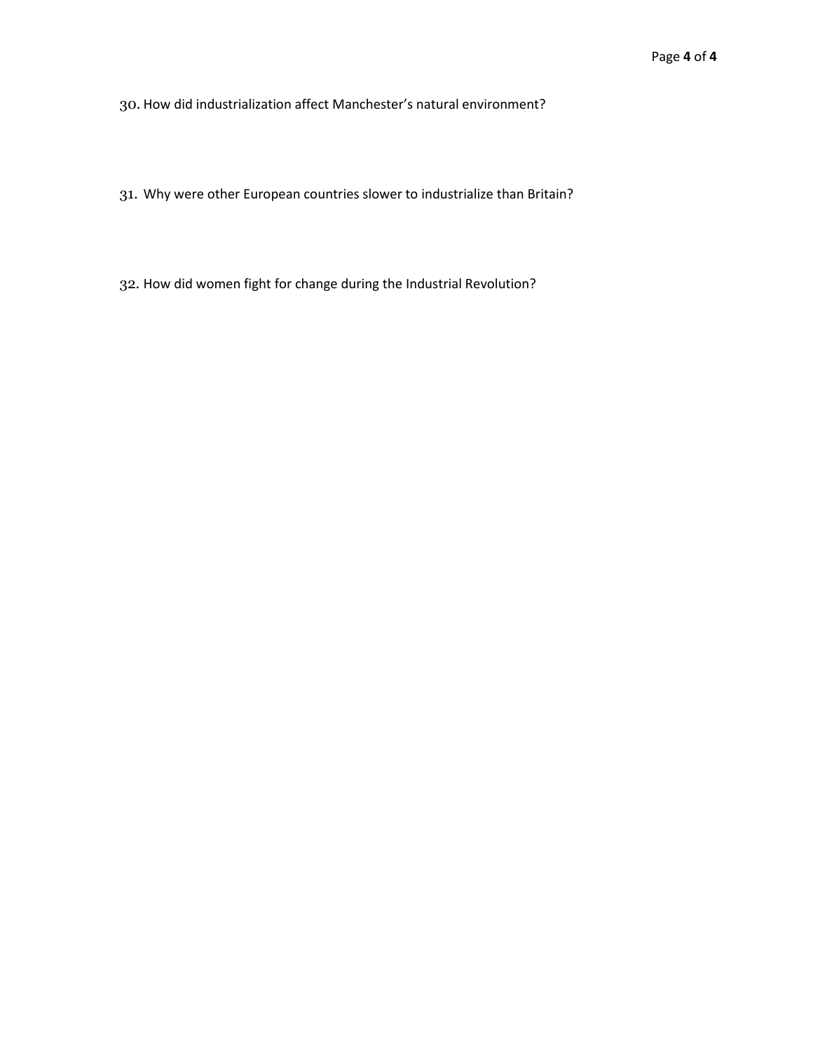30. How did industrialization affect Manchester's natural environment?

31. Why were other European countries slower to industrialize than Britain?

32. How did women fight for change during the Industrial Revolution?